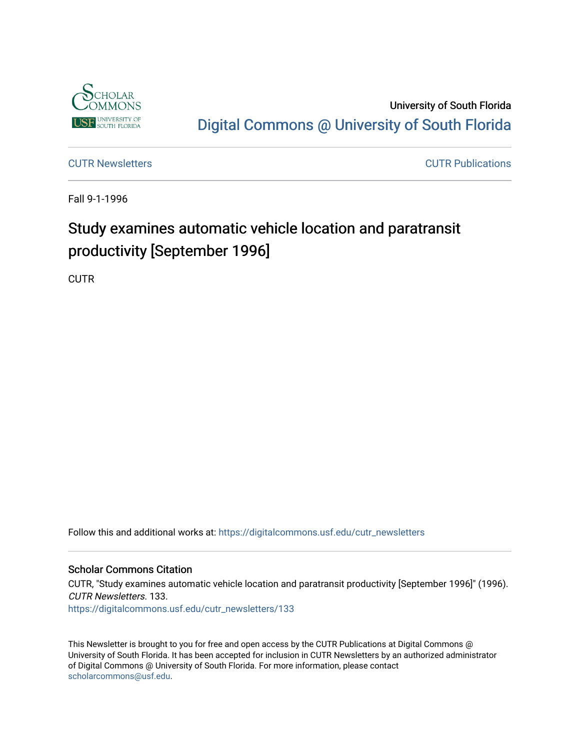University of South Florida

Digital Commons @ University of South Florida

CUTR Newsletters

CUTR Publications

Fall 9-1-1996

# Study examines automatic vehicle location and paratransit productivity [September 1996]

CUTR

Follow this and additional works at: https://digitalcommons.usf.edu/cutr_newsletters

## Scholar Commons Citation

CUTR, "Study examines automatic vehicle location and paratransit productivity [September 1996]" (1996). *CUTR Newsletters*. 133.
https://digitalcommons.usf.edu/cutr_newsletters/133

This Newsletter is brought to you for free and open access by the CUTR Publications at Digital Commons @ University of South Florida. It has been accepted for inclusion in CUTR Newsletters by an authorized administrator of Digital Commons @ University of South Florida. For more information, please contact scholarcommons@usf.edu.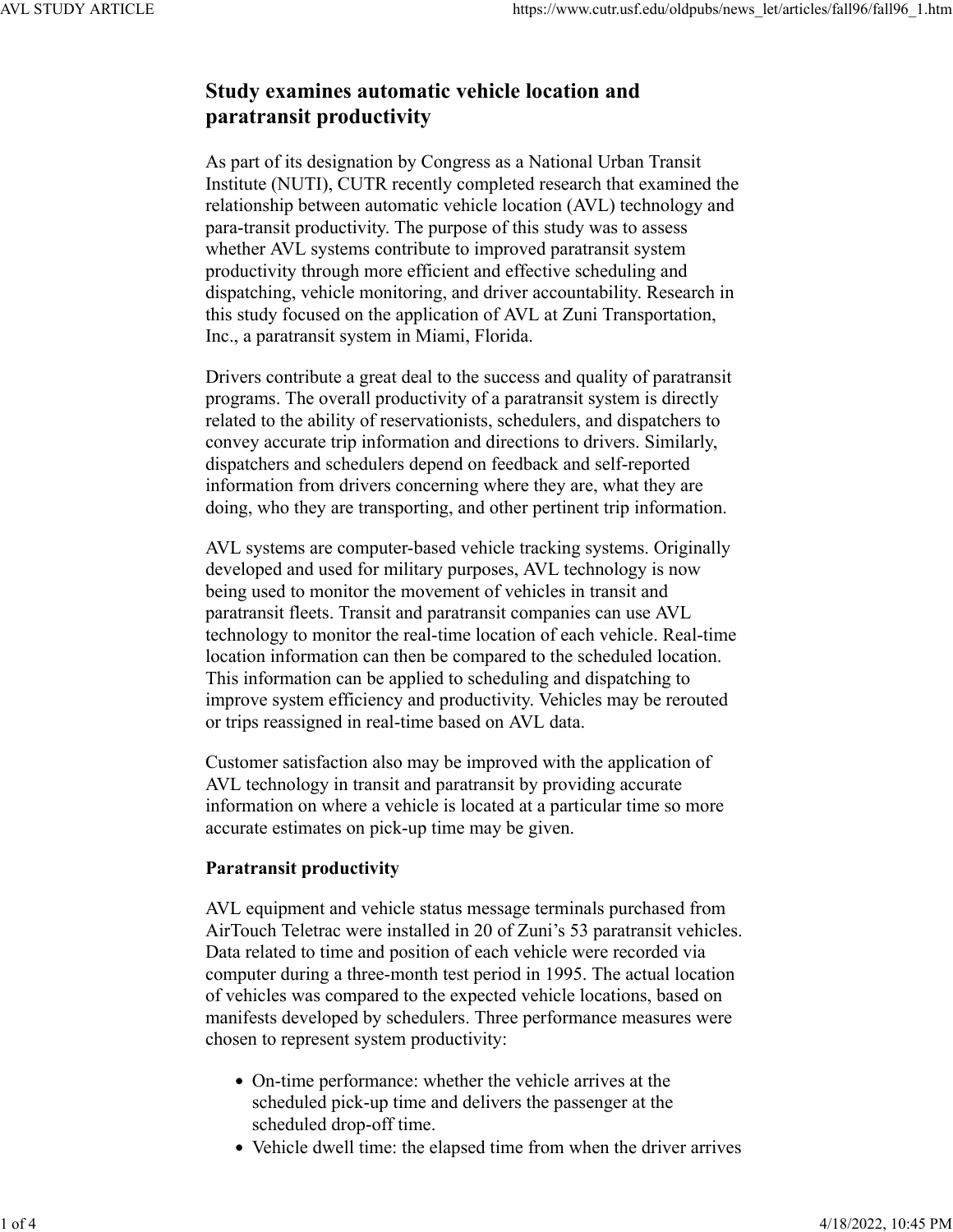# Study examines automatic vehicle location and paratransit productivity

As part of its designation by Congress as a National Urban Transit Institute (NUTI), CUTR recently completed research that examined the relationship between automatic vehicle location (AVL) technology and para-transit productivity. The purpose of this study was to assess whether AVL systems contribute to improved paratransit system productivity through more efficient and effective scheduling and dispatching, vehicle monitoring, and driver accountability. Research in this study focused on the application of AVL at Zuni Transportation, Inc., a paratransit system in Miami, Florida.

Drivers contribute a great deal to the success and quality of paratransit programs. The overall productivity of a paratransit system is directly related to the ability of reservationists, schedulers, and dispatchers to convey accurate trip information and directions to drivers. Similarly, dispatchers and schedulers depend on feedback and self-reported information from drivers concerning where they are, what they are doing, who they are transporting, and other pertinent trip information.

AVL systems are computer-based vehicle tracking systems. Originally developed and used for military purposes, AVL technology is now being used to monitor the movement of vehicles in transit and paratransit fleets. Transit and paratransit companies can use AVL technology to monitor the real-time location of each vehicle. Real-time location information can then be compared to the scheduled location. This information can be applied to scheduling and dispatching to improve system efficiency and productivity. Vehicles may be rerouted or trips reassigned in real-time based on AVL data.

Customer satisfaction also may be improved with the application of AVL technology in transit and paratransit by providing accurate information on where a vehicle is located at a particular time so more accurate estimates on pick-up time may be given.

**Paratransit productivity**

AVL equipment and vehicle status message terminals purchased from AirTouch Teletrac were installed in 20 of Zuni's 53 paratransit vehicles. Data related to time and position of each vehicle were recorded via computer during a three-month test period in 1995. The actual location of vehicles was compared to the expected vehicle locations, based on manifests developed by schedulers. Three performance measures were chosen to represent system productivity:

- On-time performance: whether the vehicle arrives at the scheduled pick-up time and delivers the passenger at the scheduled drop-off time.
- Vehicle dwell time: the elapsed time from when the driver arrives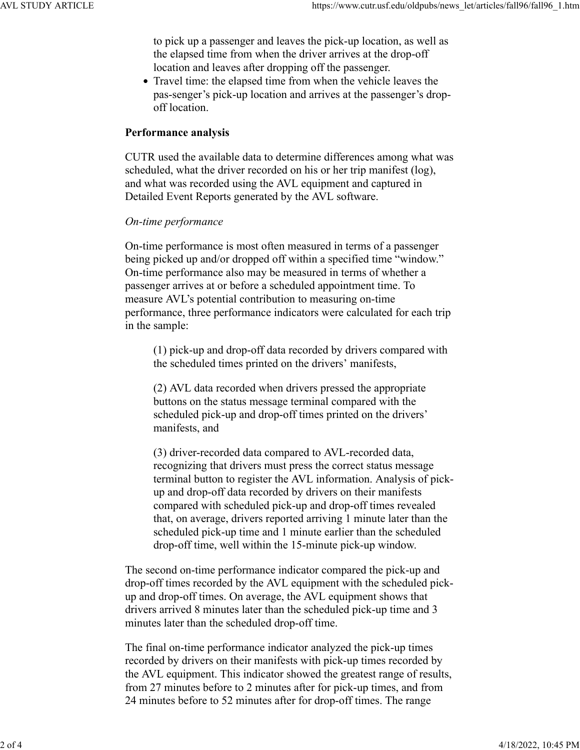to pick up a passenger and leaves the pick-up location, as well as the elapsed time from when the driver arrives at the drop-off location and leaves after dropping off the passenger.

- Travel time: the elapsed time from when the vehicle leaves the pas-senger's pick-up location and arrives at the passenger's drop-off location.

**Performance analysis**

CUTR used the available data to determine differences among what was scheduled, what the driver recorded on his or her trip manifest (log), and what was recorded using the AVL equipment and captured in Detailed Event Reports generated by the AVL software.

*On-time performance*

On-time performance is most often measured in terms of a passenger being picked up and/or dropped off within a specified time "window." On-time performance also may be measured in terms of whether a passenger arrives at or before a scheduled appointment time. To measure AVL's potential contribution to measuring on-time performance, three performance indicators were calculated for each trip in the sample:

> (1) pick-up and drop-off data recorded by drivers compared with the scheduled times printed on the drivers' manifests,
>
> (2) AVL data recorded when drivers pressed the appropriate buttons on the status message terminal compared with the scheduled pick-up and drop-off times printed on the drivers' manifests, and
>
> (3) driver-recorded data compared to AVL-recorded data, recognizing that drivers must press the correct status message terminal button to register the AVL information. Analysis of pick-up and drop-off data recorded by drivers on their manifests compared with scheduled pick-up and drop-off times revealed that, on average, drivers reported arriving 1 minute later than the scheduled pick-up time and 1 minute earlier than the scheduled drop-off time, well within the 15-minute pick-up window.

The second on-time performance indicator compared the pick-up and drop-off times recorded by the AVL equipment with the scheduled pick-up and drop-off times. On average, the AVL equipment shows that drivers arrived 8 minutes later than the scheduled pick-up time and 3 minutes later than the scheduled drop-off time.

The final on-time performance indicator analyzed the pick-up times recorded by drivers on their manifests with pick-up times recorded by the AVL equipment. This indicator showed the greatest range of results, from 27 minutes before to 2 minutes after for pick-up times, and from 24 minutes before to 52 minutes after for drop-off times. The range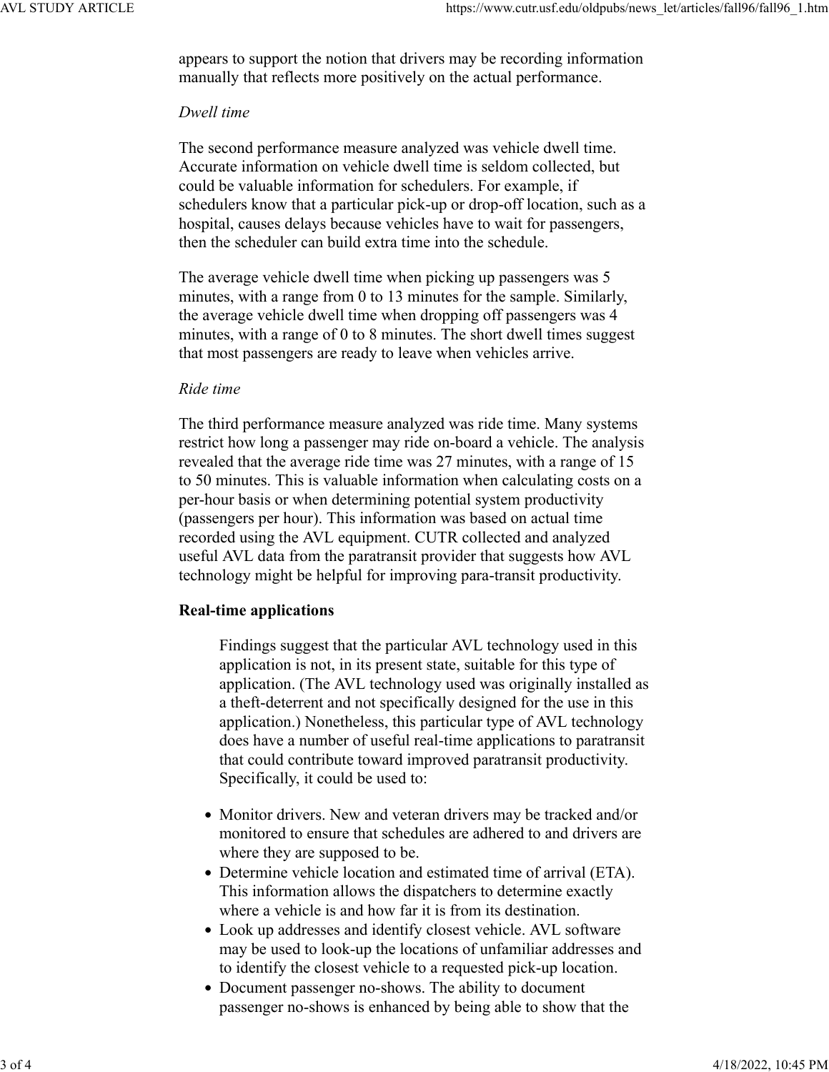appears to support the notion that drivers may be recording information manually that reflects more positively on the actual performance.

*Dwell time*

The second performance measure analyzed was vehicle dwell time. Accurate information on vehicle dwell time is seldom collected, but could be valuable information for schedulers. For example, if schedulers know that a particular pick-up or drop-off location, such as a hospital, causes delays because vehicles have to wait for passengers, then the scheduler can build extra time into the schedule.

The average vehicle dwell time when picking up passengers was 5 minutes, with a range from 0 to 13 minutes for the sample. Similarly, the average vehicle dwell time when dropping off passengers was 4 minutes, with a range of 0 to 8 minutes. The short dwell times suggest that most passengers are ready to leave when vehicles arrive.

*Ride time*

The third performance measure analyzed was ride time. Many systems restrict how long a passenger may ride on-board a vehicle. The analysis revealed that the average ride time was 27 minutes, with a range of 15 to 50 minutes. This is valuable information when calculating costs on a per-hour basis or when determining potential system productivity (passengers per hour). This information was based on actual time recorded using the AVL equipment. CUTR collected and analyzed useful AVL data from the paratransit provider that suggests how AVL technology might be helpful for improving para-transit productivity.

**Real-time applications**

> Findings suggest that the particular AVL technology used in this application is not, in its present state, suitable for this type of application. (The AVL technology used was originally installed as a theft-deterrent and not specifically designed for the use in this application.) Nonetheless, this particular type of AVL technology does have a number of useful real-time applications to paratransit that could contribute toward improved paratransit productivity. Specifically, it could be used to:

- Monitor drivers. New and veteran drivers may be tracked and/or monitored to ensure that schedules are adhered to and drivers are where they are supposed to be.
- Determine vehicle location and estimated time of arrival (ETA). This information allows the dispatchers to determine exactly where a vehicle is and how far it is from its destination.
- Look up addresses and identify closest vehicle. AVL software may be used to look-up the locations of unfamiliar addresses and to identify the closest vehicle to a requested pick-up location.
- Document passenger no-shows. The ability to document passenger no-shows is enhanced by being able to show that the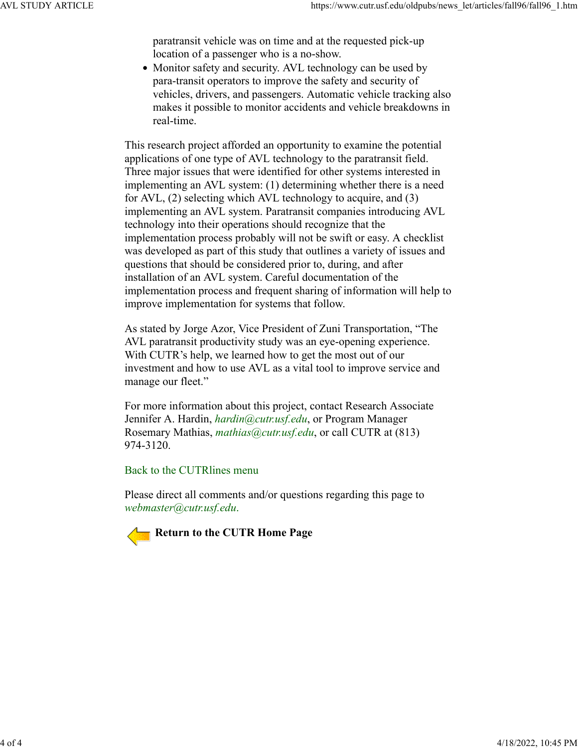paratransit vehicle was on time and at the requested pick-up location of a passenger who is a no-show.

- Monitor safety and security. AVL technology can be used by para-transit operators to improve the safety and security of vehicles, drivers, and passengers. Automatic vehicle tracking also makes it possible to monitor accidents and vehicle breakdowns in real-time.

This research project afforded an opportunity to examine the potential applications of one type of AVL technology to the paratransit field. Three major issues that were identified for other systems interested in implementing an AVL system: (1) determining whether there is a need for AVL, (2) selecting which AVL technology to acquire, and (3) implementing an AVL system. Paratransit companies introducing AVL technology into their operations should recognize that the implementation process probably will not be swift or easy. A checklist was developed as part of this study that outlines a variety of issues and questions that should be considered prior to, during, and after installation of an AVL system. Careful documentation of the implementation process and frequent sharing of information will help to improve implementation for systems that follow.

As stated by Jorge Azor, Vice President of Zuni Transportation, "The AVL paratransit productivity study was an eye-opening experience. With CUTR's help, we learned how to get the most out of our investment and how to use AVL as a vital tool to improve service and manage our fleet."

For more information about this project, contact Research Associate Jennifer A. Hardin, *hardin@cutr.usf.edu*, or Program Manager Rosemary Mathias, *mathias@cutr.usf.edu*, or call CUTR at (813) 974-3120.

Back to the CUTRlines menu

Please direct all comments and/or questions regarding this page to *webmaster@cutr.usf.edu*.

**Return to the CUTR Home Page**